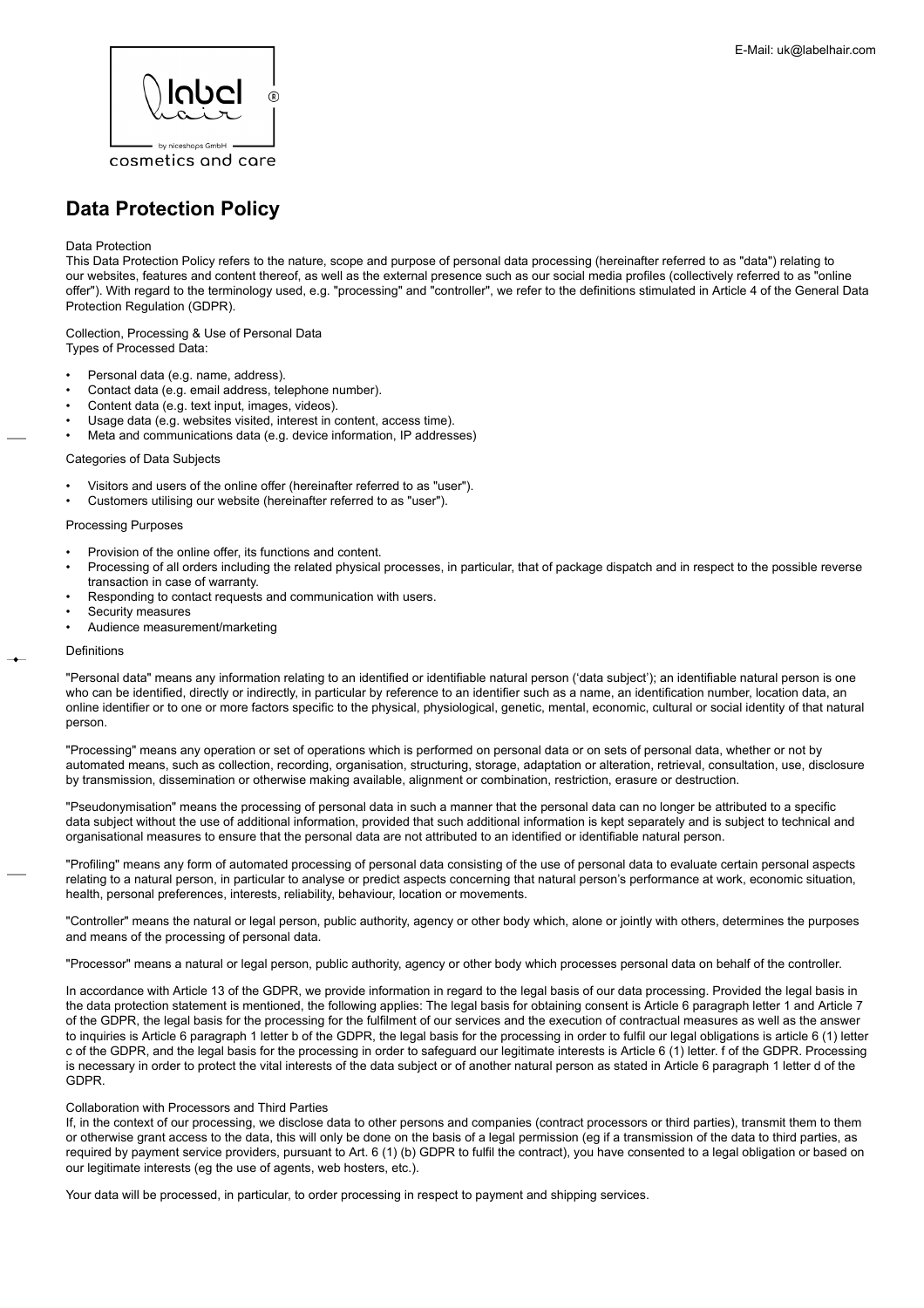E-Mail: uk@labelhair.com

label hair ® by niceshops GmbH cosmetics and care

# Data Protection Policy

Data Protection
This Data Protection Policy refers to the nature, scope and purpose of personal data processing (hereinafter referred to as "data") relating to our websites, features and content thereof, as well as the external presence such as our social media profiles (collectively referred to as "online offer"). With regard to the terminology used, e.g. "processing" and "controller", we refer to the definitions stimulated in Article 4 of the General Data Protection Regulation (GDPR).

Collection, Processing & Use of Personal Data
Types of Processed Data:

- Personal data (e.g. name, address).
- Contact data (e.g. email address, telephone number).
- Content data (e.g. text input, images, videos).
- Usage data (e.g. websites visited, interest in content, access time).
- Meta and communications data (e.g. device information, IP addresses)

Categories of Data Subjects

- Visitors and users of the online offer (hereinafter referred to as "user").
- Customers utilising our website (hereinafter referred to as "user").

Processing Purposes

- Provision of the online offer, its functions and content.
- Processing of all orders including the related physical processes, in particular, that of package dispatch and in respect to the possible reverse transaction in case of warranty.
- Responding to contact requests and communication with users.
- Security measures
- Audience measurement/marketing

Definitions

"Personal data" means any information relating to an identified or identifiable natural person ('data subject'); an identifiable natural person is one who can be identified, directly or indirectly, in particular by reference to an identifier such as a name, an identification number, location data, an online identifier or to one or more factors specific to the physical, physiological, genetic, mental, economic, cultural or social identity of that natural person.

"Processing" means any operation or set of operations which is performed on personal data or on sets of personal data, whether or not by automated means, such as collection, recording, organisation, structuring, storage, adaptation or alteration, retrieval, consultation, use, disclosure by transmission, dissemination or otherwise making available, alignment or combination, restriction, erasure or destruction.

"Pseudonymisation" means the processing of personal data in such a manner that the personal data can no longer be attributed to a specific data subject without the use of additional information, provided that such additional information is kept separately and is subject to technical and organisational measures to ensure that the personal data are not attributed to an identified or identifiable natural person.

"Profiling" means any form of automated processing of personal data consisting of the use of personal data to evaluate certain personal aspects relating to a natural person, in particular to analyse or predict aspects concerning that natural person's performance at work, economic situation, health, personal preferences, interests, reliability, behaviour, location or movements.

"Controller" means the natural or legal person, public authority, agency or other body which, alone or jointly with others, determines the purposes and means of the processing of personal data.

"Processor" means a natural or legal person, public authority, agency or other body which processes personal data on behalf of the controller.

In accordance with Article 13 of the GDPR, we provide information in regard to the legal basis of our data processing. Provided the legal basis in the data protection statement is mentioned, the following applies: The legal basis for obtaining consent is Article 6 paragraph letter 1 and Article 7 of the GDPR, the legal basis for the processing for the fulfilment of our services and the execution of contractual measures as well as the answer to inquiries is Article 6 paragraph 1 letter b of the GDPR, the legal basis for the processing in order to fulfil our legal obligations is article 6 (1) letter c of the GDPR, and the legal basis for the processing in order to safeguard our legitimate interests is Article 6 (1) letter. f of the GDPR. Processing is necessary in order to protect the vital interests of the data subject or of another natural person as stated in Article 6 paragraph 1 letter d of the GDPR.

Collaboration with Processors and Third Parties
If, in the context of our processing, we disclose data to other persons and companies (contract processors or third parties), transmit them to them or otherwise grant access to the data, this will only be done on the basis of a legal permission (eg if a transmission of the data to third parties, as required by payment service providers, pursuant to Art. 6 (1) (b) GDPR to fulfil the contract), you have consented to a legal obligation or based on our legitimate interests (eg the use of agents, web hosters, etc.).

Your data will be processed, in particular, to order processing in respect to payment and shipping services.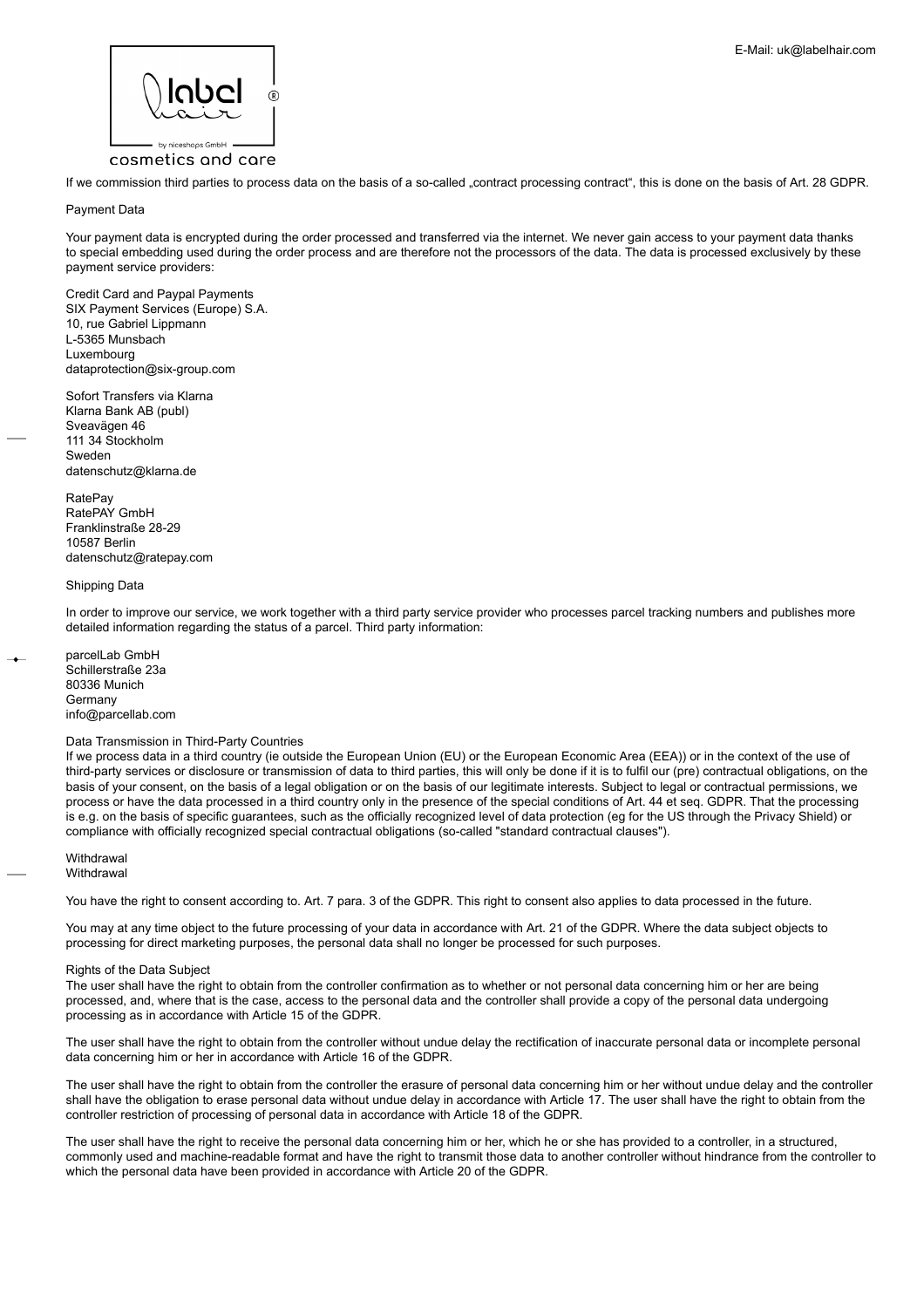If we commission third parties to process data on the basis of a so-called „contract processing contract", this is done on the basis of Art. 28 GDPR.

## Payment Data

Your payment data is encrypted during the order processed and transferred via the internet. We never gain access to your payment data thanks to special embedding used during the order process and are therefore not the processors of the data. The data is processed exclusively by these payment service providers:

Credit Card and Paypal Payments
SIX Payment Services (Europe) S.A.
10, rue Gabriel Lippmann
L-5365 Munsbach
Luxembourg
dataprotection@six-group.com

Sofort Transfers via Klarna
Klarna Bank AB (publ)
Sveavägen 46
111 34 Stockholm
Sweden
datenschutz@klarna.de

RatePay
RatePAY GmbH
Franklinstraße 28-29
10587 Berlin
datenschutz@ratepay.com

## Shipping Data

In order to improve our service, we work together with a third party service provider who processes parcel tracking numbers and publishes more detailed information regarding the status of a parcel. Third party information:

parcelLab GmbH
Schillerstraße 23a
80336 Munich
Germany
info@parcellab.com

## Data Transmission in Third-Party Countries

If we process data in a third country (ie outside the European Union (EU) or the European Economic Area (EEA)) or in the context of the use of third-party services or disclosure or transmission of data to third parties, this will only be done if it is to fulfil our (pre) contractual obligations, on the basis of your consent, on the basis of a legal obligation or on the basis of our legitimate interests. Subject to legal or contractual permissions, we process or have the data processed in a third country only in the presence of the special conditions of Art. 44 et seq. GDPR. That the processing is e.g. on the basis of specific guarantees, such as the officially recognized level of data protection (eg for the US through the Privacy Shield) or compliance with officially recognized special contractual obligations (so-called "standard contractual clauses").

## Withdrawal

Withdrawal

You have the right to consent according to. Art. 7 para. 3 of the GDPR. This right to consent also applies to data processed in the future.

You may at any time object to the future processing of your data in accordance with Art. 21 of the GDPR. Where the data subject objects to processing for direct marketing purposes, the personal data shall no longer be processed for such purposes.

## Rights of the Data Subject

The user shall have the right to obtain from the controller confirmation as to whether or not personal data concerning him or her are being processed, and, where that is the case, access to the personal data and the controller shall provide a copy of the personal data undergoing processing as in accordance with Article 15 of the GDPR.

The user shall have the right to obtain from the controller without undue delay the rectification of inaccurate personal data or incomplete personal data concerning him or her in accordance with Article 16 of the GDPR.

The user shall have the right to obtain from the controller the erasure of personal data concerning him or her without undue delay and the controller shall have the obligation to erase personal data without undue delay in accordance with Article 17. The user shall have the right to obtain from the controller restriction of processing of personal data in accordance with Article 18 of the GDPR.

The user shall have the right to receive the personal data concerning him or her, which he or she has provided to a controller, in a structured, commonly used and machine-readable format and have the right to transmit those data to another controller without hindrance from the controller to which the personal data have been provided in accordance with Article 20 of the GDPR.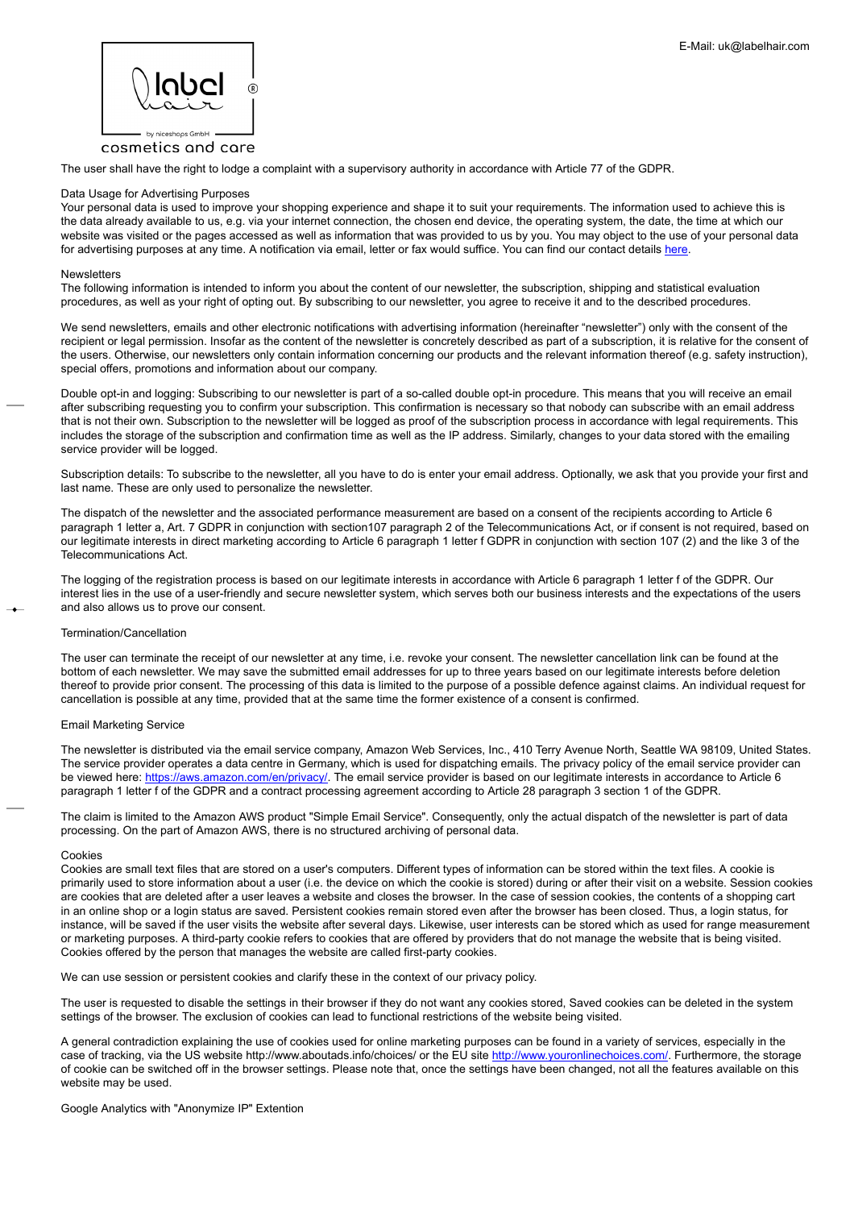The user shall have the right to lodge a complaint with a supervisory authority in accordance with Article 77 of the GDPR.

Data Usage for Advertising Purposes

Your personal data is used to improve your shopping experience and shape it to suit your requirements. The information used to achieve this is the data already available to us, e.g. via your internet connection, the chosen end device, the operating system, the date, the time at which our website was visited or the pages accessed as well as information that was provided to us by you. You may object to the use of your personal data for advertising purposes at any time. A notification via email, letter or fax would suffice. You can find our contact details [here](here).

Newsletters

The following information is intended to inform you about the content of our newsletter, the subscription, shipping and statistical evaluation procedures, as well as your right of opting out. By subscribing to our newsletter, you agree to receive it and to the described procedures.

We send newsletters, emails and other electronic notifications with advertising information (hereinafter "newsletter") only with the consent of the recipient or legal permission. Insofar as the content of the newsletter is concretely described as part of a subscription, it is relative for the consent of the users. Otherwise, our newsletters only contain information concerning our products and the relevant information thereof (e.g. safety instruction), special offers, promotions and information about our company.

Double opt-in and logging: Subscribing to our newsletter is part of a so-called double opt-in procedure. This means that you will receive an email after subscribing requesting you to confirm your subscription. This confirmation is necessary so that nobody can subscribe with an email address that is not their own. Subscription to the newsletter will be logged as proof of the subscription process in accordance with legal requirements. This includes the storage of the subscription and confirmation time as well as the IP address. Similarly, changes to your data stored with the emailing service provider will be logged.

Subscription details: To subscribe to the newsletter, all you have to do is enter your email address. Optionally, we ask that you provide your first and last name. These are only used to personalize the newsletter.

The dispatch of the newsletter and the associated performance measurement are based on a consent of the recipients according to Article 6 paragraph 1 letter a, Art. 7 GDPR in conjunction with section107 paragraph 2 of the Telecommunications Act, or if consent is not required, based on our legitimate interests in direct marketing according to Article 6 paragraph 1 letter f GDPR in conjunction with section 107 (2) and the like 3 of the Telecommunications Act.

The logging of the registration process is based on our legitimate interests in accordance with Article 6 paragraph 1 letter f of the GDPR. Our interest lies in the use of a user-friendly and secure newsletter system, which serves both our business interests and the expectations of the users and also allows us to prove our consent.

Termination/Cancellation

The user can terminate the receipt of our newsletter at any time, i.e. revoke your consent. The newsletter cancellation link can be found at the bottom of each newsletter. We may save the submitted email addresses for up to three years based on our legitimate interests before deletion thereof to provide prior consent. The processing of this data is limited to the purpose of a possible defence against claims. An individual request for cancellation is possible at any time, provided that at the same time the former existence of a consent is confirmed.

Email Marketing Service

The newsletter is distributed via the email service company, Amazon Web Services, Inc., 410 Terry Avenue North, Seattle WA 98109, United States. The service provider operates a data centre in Germany, which is used for dispatching emails. The privacy policy of the email service provider can be viewed here: [https://aws.amazon.com/en/privacy/](https://aws.amazon.com/en/privacy/). The email service provider is based on our legitimate interests in accordance to Article 6 paragraph 1 letter f of the GDPR and a contract processing agreement according to Article 28 paragraph 3 section 1 of the GDPR.

The claim is limited to the Amazon AWS product "Simple Email Service". Consequently, only the actual dispatch of the newsletter is part of data processing. On the part of Amazon AWS, there is no structured archiving of personal data.

Cookies

Cookies are small text files that are stored on a user's computers. Different types of information can be stored within the text files. A cookie is primarily used to store information about a user (i.e. the device on which the cookie is stored) during or after their visit on a website. Session cookies are cookies that are deleted after a user leaves a website and closes the browser. In the case of session cookies, the contents of a shopping cart in an online shop or a login status are saved. Persistent cookies remain stored even after the browser has been closed. Thus, a login status, for instance, will be saved if the user visits the website after several days. Likewise, user interests can be stored which as used for range measurement or marketing purposes. A third-party cookie refers to cookies that are offered by providers that do not manage the website that is being visited. Cookies offered by the person that manages the website are called first-party cookies.

We can use session or persistent cookies and clarify these in the context of our privacy policy.

The user is requested to disable the settings in their browser if they do not want any cookies stored, Saved cookies can be deleted in the system settings of the browser. The exclusion of cookies can lead to functional restrictions of the website being visited.

A general contradiction explaining the use of cookies used for online marketing purposes can be found in a variety of services, especially in the case of tracking, via the US website http://www.aboutads.info/choices/ or the EU site [http://www.youronlinechoices.com/](http://www.youronlinechoices.com/). Furthermore, the storage of cookie can be switched off in the browser settings. Please note that, once the settings have been changed, not all the features available on this website may be used.

Google Analytics with "Anonymize IP" Extention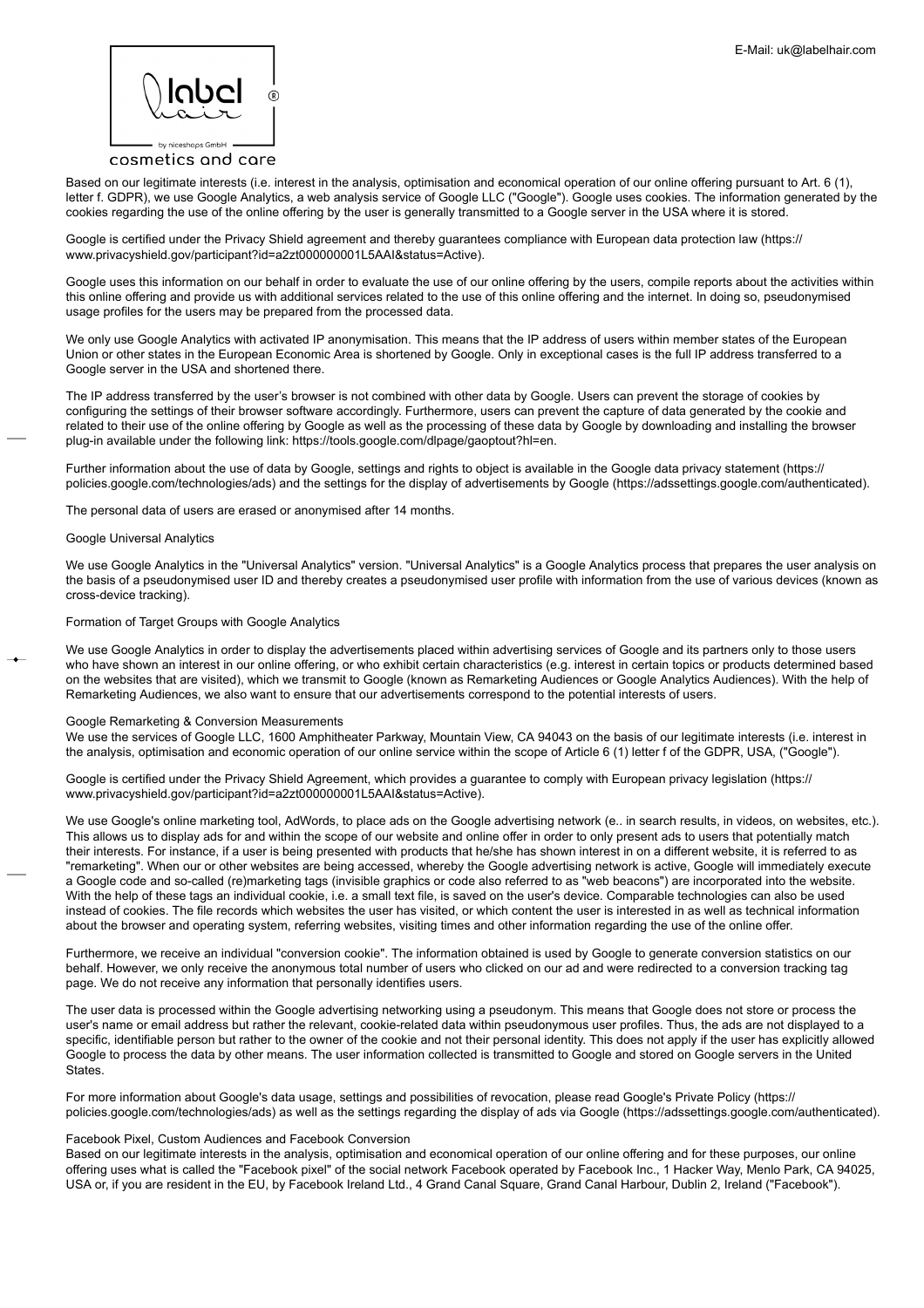Based on our legitimate interests (i.e. interest in the analysis, optimisation and economical operation of our online offering pursuant to Art. 6 (1), letter f. GDPR), we use Google Analytics, a web analysis service of Google LLC ("Google"). Google uses cookies. The information generated by the cookies regarding the use of the online offering by the user is generally transmitted to a Google server in the USA where it is stored.

Google is certified under the Privacy Shield agreement and thereby guarantees compliance with European data protection law (https://www.privacyshield.gov/participant?id=a2zt000000001L5AAI&status=Active).

Google uses this information on our behalf in order to evaluate the use of our online offering by the users, compile reports about the activities within this online offering and provide us with additional services related to the use of this online offering and the internet. In doing so, pseudonymised usage profiles for the users may be prepared from the processed data.

We only use Google Analytics with activated IP anonymisation. This means that the IP address of users within member states of the European Union or other states in the European Economic Area is shortened by Google. Only in exceptional cases is the full IP address transferred to a Google server in the USA and shortened there.

The IP address transferred by the user's browser is not combined with other data by Google. Users can prevent the storage of cookies by configuring the settings of their browser software accordingly. Furthermore, users can prevent the capture of data generated by the cookie and related to their use of the online offering by Google as well as the processing of these data by Google by downloading and installing the browser plug-in available under the following link: https://tools.google.com/dlpage/gaoptout?hl=en.

Further information about the use of data by Google, settings and rights to object is available in the Google data privacy statement (https://policies.google.com/technologies/ads) and the settings for the display of advertisements by Google (https://adssettings.google.com/authenticated).

The personal data of users are erased or anonymised after 14 months.

Google Universal Analytics

We use Google Analytics in the "Universal Analytics" version. "Universal Analytics" is a Google Analytics process that prepares the user analysis on the basis of a pseudonymised user ID and thereby creates a pseudonymised user profile with information from the use of various devices (known as cross-device tracking).

Formation of Target Groups with Google Analytics

We use Google Analytics in order to display the advertisements placed within advertising services of Google and its partners only to those users who have shown an interest in our online offering, or who exhibit certain characteristics (e.g. interest in certain topics or products determined based on the websites that are visited), which we transmit to Google (known as Remarketing Audiences or Google Analytics Audiences). With the help of Remarketing Audiences, we also want to ensure that our advertisements correspond to the potential interests of users.

Google Remarketing & Conversion Measurements

We use the services of Google LLC, 1600 Amphitheater Parkway, Mountain View, CA 94043 on the basis of our legitimate interests (i.e. interest in the analysis, optimisation and economic operation of our online service within the scope of Article 6 (1) letter f of the GDPR, USA, ("Google").

Google is certified under the Privacy Shield Agreement, which provides a guarantee to comply with European privacy legislation (https://www.privacyshield.gov/participant?id=a2zt000000001L5AAI&status=Active).

We use Google's online marketing tool, AdWords, to place ads on the Google advertising network (e.. in search results, in videos, on websites, etc.). This allows us to display ads for and within the scope of our website and online offer in order to only present ads to users that potentially match their interests. For instance, if a user is being presented with products that he/she has shown interest in on a different website, it is referred to as "remarketing". When our or other websites are being accessed, whereby the Google advertising network is active, Google will immediately execute a Google code and so-called (re)marketing tags (invisible graphics or code also referred to as "web beacons") are incorporated into the website. With the help of these tags an individual cookie, i.e. a small text file, is saved on the user's device. Comparable technologies can also be used instead of cookies. The file records which websites the user has visited, or which content the user is interested in as well as technical information about the browser and operating system, referring websites, visiting times and other information regarding the use of the online offer.

Furthermore, we receive an individual "conversion cookie". The information obtained is used by Google to generate conversion statistics on our behalf. However, we only receive the anonymous total number of users who clicked on our ad and were redirected to a conversion tracking tag page. We do not receive any information that personally identifies users.

The user data is processed within the Google advertising networking using a pseudonym. This means that Google does not store or process the user's name or email address but rather the relevant, cookie-related data within pseudonymous user profiles. Thus, the ads are not displayed to a specific, identifiable person but rather to the owner of the cookie and not their personal identity. This does not apply if the user has explicitly allowed Google to process the data by other means. The user information collected is transmitted to Google and stored on Google servers in the United States.

For more information about Google's data usage, settings and possibilities of revocation, please read Google's Private Policy (https://policies.google.com/technologies/ads) as well as the settings regarding the display of ads via Google (https://adssettings.google.com/authenticated).

Facebook Pixel, Custom Audiences and Facebook Conversion

Based on our legitimate interests in the analysis, optimisation and economical operation of our online offering and for these purposes, our online offering uses what is called the "Facebook pixel" of the social network Facebook operated by Facebook Inc., 1 Hacker Way, Menlo Park, CA 94025, USA or, if you are resident in the EU, by Facebook Ireland Ltd., 4 Grand Canal Square, Grand Canal Harbour, Dublin 2, Ireland ("Facebook").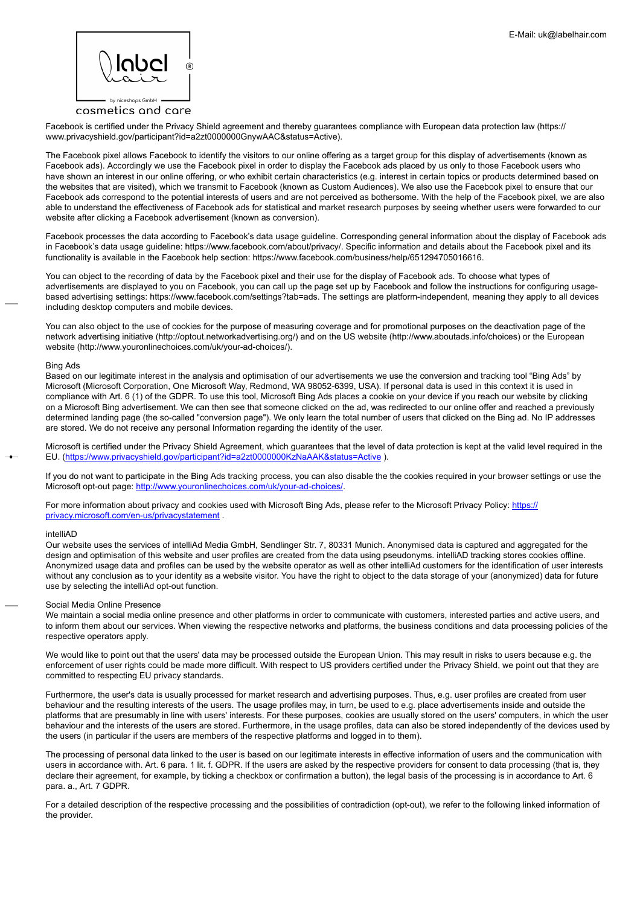Facebook is certified under the Privacy Shield agreement and thereby guarantees compliance with European data protection law (https://www.privacyshield.gov/participant?id=a2zt0000000GnywAAC&status=Active).

The Facebook pixel allows Facebook to identify the visitors to our online offering as a target group for this display of advertisements (known as Facebook ads). Accordingly we use the Facebook pixel in order to display the Facebook ads placed by us only to those Facebook users who have shown an interest in our online offering, or who exhibit certain characteristics (e.g. interest in certain topics or products determined based on the websites that are visited), which we transmit to Facebook (known as Custom Audiences). We also use the Facebook pixel to ensure that our Facebook ads correspond to the potential interests of users and are not perceived as bothersome. With the help of the Facebook pixel, we are also able to understand the effectiveness of Facebook ads for statistical and market research purposes by seeing whether users were forwarded to our website after clicking a Facebook advertisement (known as conversion).

Facebook processes the data according to Facebook's data usage guideline. Corresponding general information about the display of Facebook ads in Facebook's data usage guideline: https://www.facebook.com/about/privacy/. Specific information and details about the Facebook pixel and its functionality is available in the Facebook help section: https://www.facebook.com/business/help/651294705016616.

You can object to the recording of data by the Facebook pixel and their use for the display of Facebook ads. To choose what types of advertisements are displayed to you on Facebook, you can call up the page set up by Facebook and follow the instructions for configuring usage-based advertising settings: https://www.facebook.com/settings?tab=ads. The settings are platform-independent, meaning they apply to all devices including desktop computers and mobile devices.

You can also object to the use of cookies for the purpose of measuring coverage and for promotional purposes on the deactivation page of the network advertising initiative (http://optout.networkadvertising.org/) and on the US website (http://www.aboutads.info/choices) or the European website (http://www.youronlinechoices.com/uk/your-ad-choices/).

Bing Ads
Based on our legitimate interest in the analysis and optimisation of our advertisements we use the conversion and tracking tool "Bing Ads" by Microsoft (Microsoft Corporation, One Microsoft Way, Redmond, WA 98052-6399, USA). If personal data is used in this context it is used in compliance with Art. 6 (1) of the GDPR. To use this tool, Microsoft Bing Ads places a cookie on your device if you reach our website by clicking on a Microsoft Bing advertisement. We can then see that someone clicked on the ad, was redirected to our online offer and reached a previously determined landing page (the so-called "conversion page"). We only learn the total number of users that clicked on the Bing ad. No IP addresses are stored. We do not receive any personal Information regarding the identity of the user.

Microsoft is certified under the Privacy Shield Agreement, which guarantees that the level of data protection is kept at the valid level required in the EU. ([https://www.privacyshield.gov/participant?id=a2zt0000000KzNaAAK&status=Active](https://www.privacyshield.gov/participant?id=a2zt0000000KzNaAAK&status=Active) ).

If you do not want to participate in the Bing Ads tracking process, you can also disable the the cookies required in your browser settings or use the Microsoft opt-out page: [http://www.youronlinechoices.com/uk/your-ad-choices/](http://www.youronlinechoices.com/uk/your-ad-choices/).

For more information about privacy and cookies used with Microsoft Bing Ads, please refer to the Microsoft Privacy Policy: [https://privacy.microsoft.com/en-us/privacystatement](https://privacy.microsoft.com/en-us/privacystatement) .

intelliAD
Our website uses the services of intelliAd Media GmbH, Sendlinger Str. 7, 80331 Munich. Anonymised data is captured and aggregated for the design and optimisation of this website and user profiles are created from the data using pseudonyms. intelliAD tracking stores cookies offline. Anonymized usage data and profiles can be used by the website operator as well as other intelliAd customers for the identification of user interests without any conclusion as to your identity as a website visitor. You have the right to object to the data storage of your (anonymized) data for future use by selecting the intelliAd opt-out function.

Social Media Online Presence
We maintain a social media online presence and other platforms in order to communicate with customers, interested parties and active users, and to inform them about our services. When viewing the respective networks and platforms, the business conditions and data processing policies of the respective operators apply.

We would like to point out that the users' data may be processed outside the European Union. This may result in risks to users because e.g. the enforcement of user rights could be made more difficult. With respect to US providers certified under the Privacy Shield, we point out that they are committed to respecting EU privacy standards.

Furthermore, the user's data is usually processed for market research and advertising purposes. Thus, e.g. user profiles are created from user behaviour and the resulting interests of the users. The usage profiles may, in turn, be used to e.g. place advertisements inside and outside the platforms that are presumably in line with users' interests. For these purposes, cookies are usually stored on the users' computers, in which the user behaviour and the interests of the users are stored. Furthermore, in the usage profiles, data can also be stored independently of the devices used by the users (in particular if the users are members of the respective platforms and logged in to them).

The processing of personal data linked to the user is based on our legitimate interests in effective information of users and the communication with users in accordance with. Art. 6 para. 1 lit. f. GDPR. If the users are asked by the respective providers for consent to data processing (that is, they declare their agreement, for example, by ticking a checkbox or confirmation a button), the legal basis of the processing is in accordance to Art. 6 para. a., Art. 7 GDPR.

For a detailed description of the respective processing and the possibilities of contradiction (opt-out), we refer to the following linked information of the provider.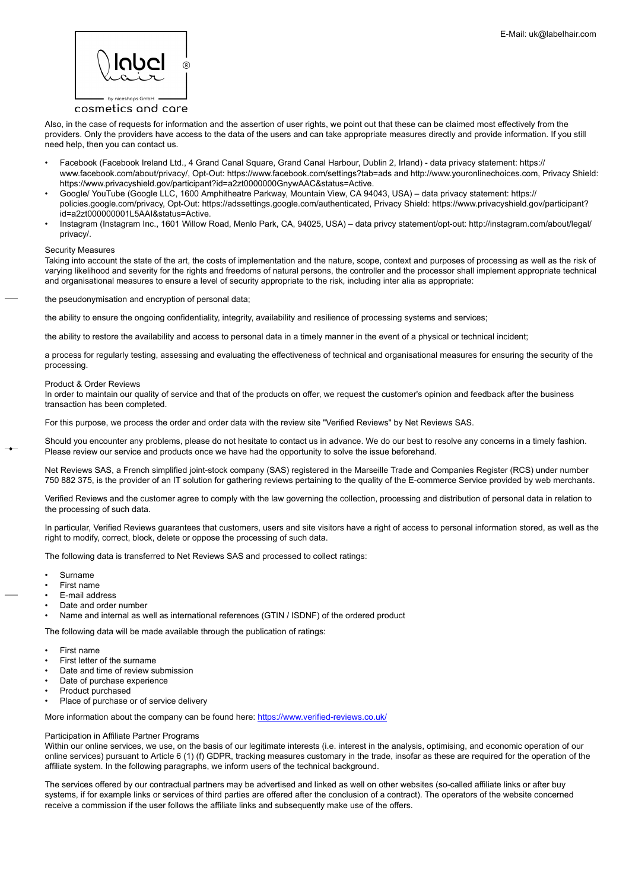Also, in the case of requests for information and the assertion of user rights, we point out that these can be claimed most effectively from the providers. Only the providers have access to the data of the users and can take appropriate measures directly and provide information. If you still need help, then you can contact us.

- Facebook (Facebook Ireland Ltd., 4 Grand Canal Square, Grand Canal Harbour, Dublin 2, Irland) - data privacy statement: https://www.facebook.com/about/privacy/, Opt-Out: https://www.facebook.com/settings?tab=ads and http://www.youronlinechoices.com, Privacy Shield: https://www.privacyshield.gov/participant?id=a2zt0000000GnywAAC&status=Active.
- Google/ YouTube (Google LLC, 1600 Amphitheatre Parkway, Mountain View, CA 94043, USA) – data privacy statement: https://policies.google.com/privacy, Opt-Out: https://adssettings.google.com/authenticated, Privacy Shield: https://www.privacyshield.gov/participant?id=a2zt000000001L5AAI&status=Active.
- Instagram (Instagram Inc., 1601 Willow Road, Menlo Park, CA, 94025, USA) – data privcy statement/opt-out: http://instagram.com/about/legal/privacy/.

### Security Measures

Taking into account the state of the art, the costs of implementation and the nature, scope, context and purposes of processing as well as the risk of varying likelihood and severity for the rights and freedoms of natural persons, the controller and the processor shall implement appropriate technical and organisational measures to ensure a level of security appropriate to the risk, including inter alia as appropriate:

the pseudonymisation and encryption of personal data;

the ability to ensure the ongoing confidentiality, integrity, availability and resilience of processing systems and services;

the ability to restore the availability and access to personal data in a timely manner in the event of a physical or technical incident;

a process for regularly testing, assessing and evaluating the effectiveness of technical and organisational measures for ensuring the security of the processing.

### Product & Order Reviews

In order to maintain our quality of service and that of the products on offer, we request the customer's opinion and feedback after the business transaction has been completed.

For this purpose, we process the order and order data with the review site "Verified Reviews" by Net Reviews SAS.

Should you encounter any problems, please do not hesitate to contact us in advance. We do our best to resolve any concerns in a timely fashion. Please review our service and products once we have had the opportunity to solve the issue beforehand.

Net Reviews SAS, a French simplified joint-stock company (SAS) registered in the Marseille Trade and Companies Register (RCS) under number 750 882 375, is the provider of an IT solution for gathering reviews pertaining to the quality of the E-commerce Service provided by web merchants.

Verified Reviews and the customer agree to comply with the law governing the collection, processing and distribution of personal data in relation to the processing of such data.

In particular, Verified Reviews guarantees that customers, users and site visitors have a right of access to personal information stored, as well as the right to modify, correct, block, delete or oppose the processing of such data.

The following data is transferred to Net Reviews SAS and processed to collect ratings:

- Surname
- First name
- E-mail address
- Date and order number
- Name and internal as well as international references (GTIN / ISDNF) of the ordered product

The following data will be made available through the publication of ratings:

- First name
- First letter of the surname
- Date and time of review submission
- Date of purchase experience
- Product purchased
- Place of purchase or of service delivery

More information about the company can be found here: [https://www.verified-reviews.co.uk/](https://www.verified-reviews.co.uk/)

### Participation in Affiliate Partner Programs

Within our online services, we use, on the basis of our legitimate interests (i.e. interest in the analysis, optimising, and economic operation of our online services) pursuant to Article 6 (1) (f) GDPR, tracking measures customary in the trade, insofar as these are required for the operation of the affiliate system. In the following paragraphs, we inform users of the technical background.

The services offered by our contractual partners may be advertised and linked as well on other websites (so-called affiliate links or after buy systems, if for example links or services of third parties are offered after the conclusion of a contract). The operators of the website concerned receive a commission if the user follows the affiliate links and subsequently make use of the offers.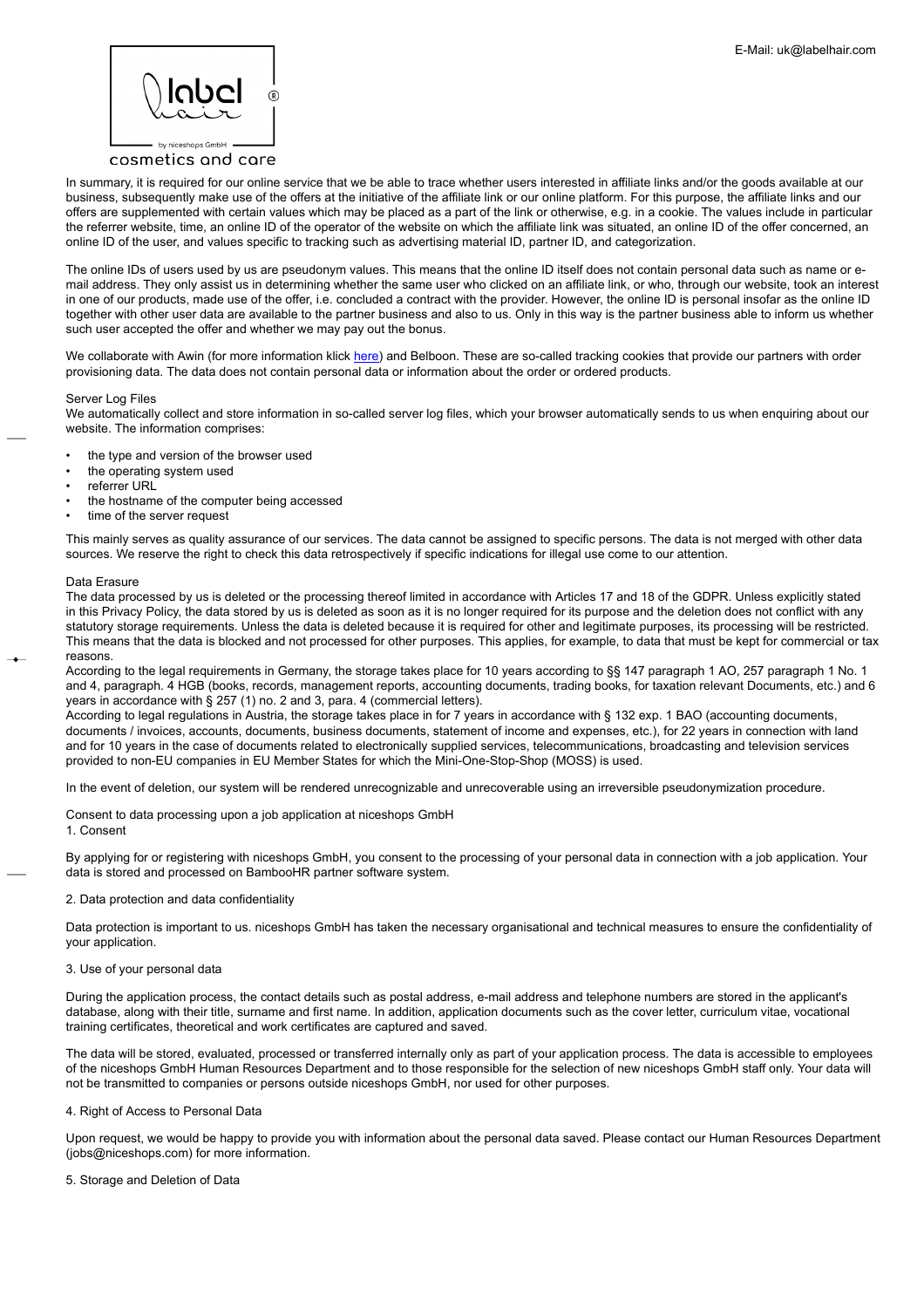In summary, it is required for our online service that we be able to trace whether users interested in affiliate links and/or the goods available at our business, subsequently make use of the offers at the initiative of the affiliate link or our online platform. For this purpose, the affiliate links and our offers are supplemented with certain values which may be placed as a part of the link or otherwise, e.g. in a cookie. The values include in particular the referrer website, time, an online ID of the operator of the website on which the affiliate link was situated, an online ID of the offer concerned, an online ID of the user, and values specific to tracking such as advertising material ID, partner ID, and categorization.

The online IDs of users used by us are pseudonym values. This means that the online ID itself does not contain personal data such as name or e-mail address. They only assist us in determining whether the same user who clicked on an affiliate link, or who, through our website, took an interest in one of our products, made use of the offer, i.e. concluded a contract with the provider. However, the online ID is personal insofar as the online ID together with other user data are available to the partner business and also to us. Only in this way is the partner business able to inform us whether such user accepted the offer and whether we may pay out the bonus.

We collaborate with Awin (for more information klick here) and Belboon. These are so-called tracking cookies that provide our partners with order provisioning data. The data does not contain personal data or information about the order or ordered products.

### Server Log Files

We automatically collect and store information in so-called server log files, which your browser automatically sends to us when enquiring about our website. The information comprises:

- the type and version of the browser used
- the operating system used
- referrer URL
- the hostname of the computer being accessed
- time of the server request

This mainly serves as quality assurance of our services. The data cannot be assigned to specific persons. The data is not merged with other data sources. We reserve the right to check this data retrospectively if specific indications for illegal use come to our attention.

### Data Erasure

The data processed by us is deleted or the processing thereof limited in accordance with Articles 17 and 18 of the GDPR. Unless explicitly stated in this Privacy Policy, the data stored by us is deleted as soon as it is no longer required for its purpose and the deletion does not conflict with any statutory storage requirements. Unless the data is deleted because it is required for other and legitimate purposes, its processing will be restricted. This means that the data is blocked and not processed for other purposes. This applies, for example, to data that must be kept for commercial or tax reasons.

According to the legal requirements in Germany, the storage takes place for 10 years according to §§ 147 paragraph 1 AO, 257 paragraph 1 No. 1 and 4, paragraph. 4 HGB (books, records, management reports, accounting documents, trading books, for taxation relevant Documents, etc.) and 6 years in accordance with § 257 (1) no. 2 and 3, para. 4 (commercial letters).

According to legal regulations in Austria, the storage takes place in for 7 years in accordance with § 132 exp. 1 BAO (accounting documents, documents / invoices, accounts, documents, business documents, statement of income and expenses, etc.), for 22 years in connection with land and for 10 years in the case of documents related to electronically supplied services, telecommunications, broadcasting and television services provided to non-EU companies in EU Member States for which the Mini-One-Stop-Shop (MOSS) is used.

In the event of deletion, our system will be rendered unrecognizable and unrecoverable using an irreversible pseudonymization procedure.

### Consent to data processing upon a job application at niceshops GmbH

1. Consent

By applying for or registering with niceshops GmbH, you consent to the processing of your personal data in connection with a job application. Your data is stored and processed on BambooHR partner software system.

2. Data protection and data confidentiality

Data protection is important to us. niceshops GmbH has taken the necessary organisational and technical measures to ensure the confidentiality of your application.

3. Use of your personal data

During the application process, the contact details such as postal address, e-mail address and telephone numbers are stored in the applicant's database, along with their title, surname and first name. In addition, application documents such as the cover letter, curriculum vitae, vocational training certificates, theoretical and work certificates are captured and saved.

The data will be stored, evaluated, processed or transferred internally only as part of your application process. The data is accessible to employees of the niceshops GmbH Human Resources Department and to those responsible for the selection of new niceshops GmbH staff only. Your data will not be transmitted to companies or persons outside niceshops GmbH, nor used for other purposes.

4. Right of Access to Personal Data

Upon request, we would be happy to provide you with information about the personal data saved. Please contact our Human Resources Department (jobs@niceshops.com) for more information.

5. Storage and Deletion of Data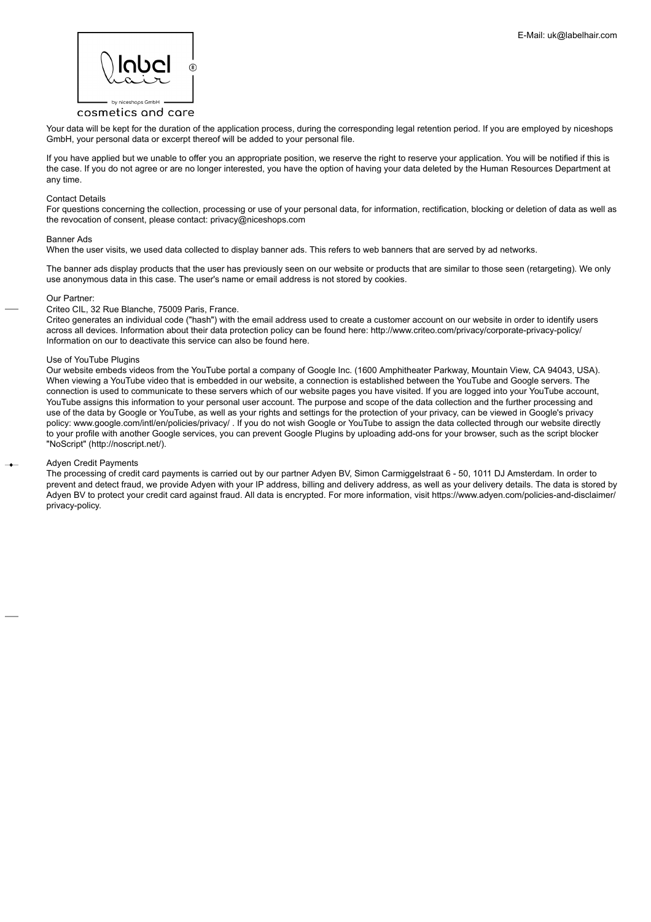Your data will be kept for the duration of the application process, during the corresponding legal retention period. If you are employed by niceshops GmbH, your personal data or excerpt thereof will be added to your personal file.

If you have applied but we unable to offer you an appropriate position, we reserve the right to reserve your application. You will be notified if this is the case. If you do not agree or are no longer interested, you have the option of having your data deleted by the Human Resources Department at any time.

Contact Details
For questions concerning the collection, processing or use of your personal data, for information, rectification, blocking or deletion of data as well as the revocation of consent, please contact: privacy@niceshops.com

Banner Ads
When the user visits, we used data collected to display banner ads. This refers to web banners that are served by ad networks.

The banner ads display products that the user has previously seen on our website or products that are similar to those seen (retargeting). We only use anonymous data in this case. The user's name or email address is not stored by cookies.

Our Partner:
Criteo CIL, 32 Rue Blanche, 75009 Paris, France.
Criteo generates an individual code ("hash") with the email address used to create a customer account on our website in order to identify users across all devices. Information about their data protection policy can be found here: http://www.criteo.com/privacy/corporate-privacy-policy/
Information on our to deactivate this service can also be found here.

Use of YouTube Plugins
Our website embeds videos from the YouTube portal a company of Google Inc. (1600 Amphitheater Parkway, Mountain View, CA 94043, USA). When viewing a YouTube video that is embedded in our website, a connection is established between the YouTube and Google servers. The connection is used to communicate to these servers which of our website pages you have visited. If you are logged into your YouTube account, YouTube assigns this information to your personal user account. The purpose and scope of the data collection and the further processing and use of the data by Google or YouTube, as well as your rights and settings for the protection of your privacy, can be viewed in Google's privacy policy: www.google.com/intl/en/policies/privacy/ . If you do not wish Google or YouTube to assign the data collected through our website directly to your profile with another Google services, you can prevent Google Plugins by uploading add-ons for your browser, such as the script blocker "NoScript" (http://noscript.net/).

Adyen Credit Payments
The processing of credit card payments is carried out by our partner Adyen BV, Simon Carmiggelstraat 6 - 50, 1011 DJ Amsterdam. In order to prevent and detect fraud, we provide Adyen with your IP address, billing and delivery address, as well as your delivery details. The data is stored by Adyen BV to protect your credit card against fraud. All data is encrypted. For more information, visit https://www.adyen.com/policies-and-disclaimer/privacy-policy.